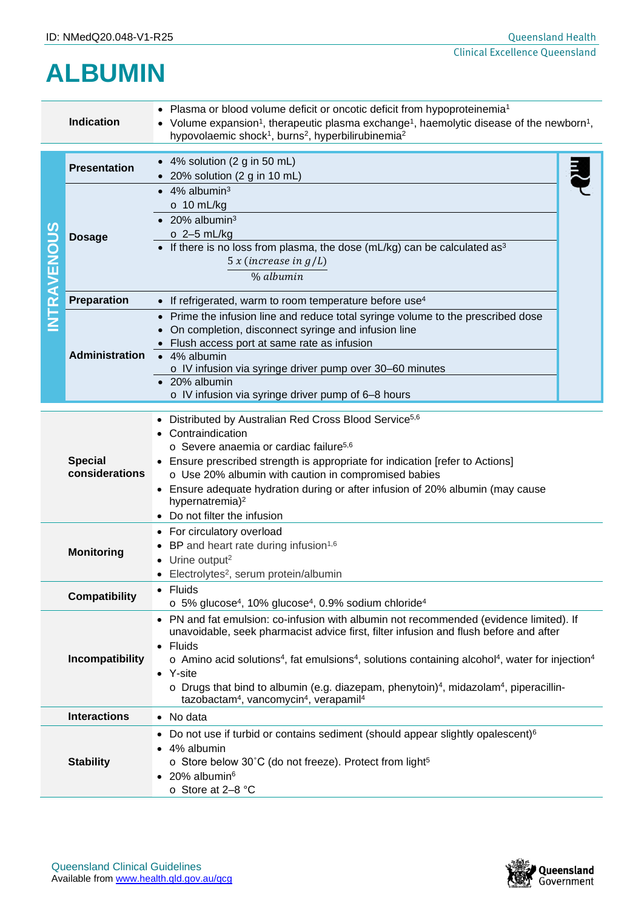ID: NMedQ20.048-V1-R25

# ALBUMIN

| | |
|---|---|
| **Indication** | • Plasma or blood volume deficit or oncotic deficit from hypoproteinemia[1]<br>• Volume expansion[1], therapeutic plasma exchange[1], haemolytic disease of the newborn[1], hypovolaemic shock[1], burns[2], hyperbilirubinemia[2] |

## INTRAVENOUS

| | |
|---|---|
| **Presentation** | • 4% solution (2 g in 50 mL)<br>• 20% solution (2 g in 10 mL) |
| **Dosage** | • 4% albumin[3]<br>  o 10 mL/kg<br>• 20% albumin[3]<br>  o 2–5 mL/kg<br>• If there is no loss from plasma, the dose (mL/kg) can be calculated as[3] $\frac{5\,x\,(increase\ in\ g/L)}{\%\ albumin}$ |
| **Preparation** | • If refrigerated, warm to room temperature before use[4] |
| **Administration** | • Prime the infusion line and reduce total syringe volume to the prescribed dose<br>• On completion, disconnect syringe and infusion line<br>• Flush access port at same rate as infusion<br>• 4% albumin<br>  o IV infusion via syringe driver pump over 30–60 minutes<br>• 20% albumin<br>  o IV infusion via syringe driver pump of 6–8 hours |

| | |
|---|---|
| **Special considerations** | • Distributed by Australian Red Cross Blood Service[5,6]<br>• Contraindication<br>  o Severe anaemia or cardiac failure[5,6]<br>• Ensure prescribed strength is appropriate for indication [refer to Actions]<br>  o Use 20% albumin with caution in compromised babies<br>• Ensure adequate hydration during or after infusion of 20% albumin (may cause hypernatremia)[2]<br>• Do not filter the infusion |
| **Monitoring** | • For circulatory overload<br>• BP and heart rate during infusion[1,6]<br>• Urine output[2]<br>• Electrolytes[2], serum protein/albumin |
| **Compatibility** | • Fluids<br>  o 5% glucose[4], 10% glucose[4], 0.9% sodium chloride[4] |
| **Incompatibility** | • PN and fat emulsion: co-infusion with albumin not recommended (evidence limited). If unavoidable, seek pharmacist advice first, filter infusion and flush before and after<br>• Fluids<br>  o Amino acid solutions[4], fat emulsions[4], solutions containing alcohol[4], water for injection[4]<br>• Y-site<br>  o Drugs that bind to albumin (e.g. diazepam, phenytoin)[4], midazolam[4], piperacillin-tazobactam[4], vancomycin[4], verapamil[4] |
| **Interactions** | • No data |
| **Stability** | • Do not use if turbid or contains sediment (should appear slightly opalescent)[6]<br>• 4% albumin<br>  o Store below 30˚C (do not freeze). Protect from light[5]<br>• 20% albumin[6]<br>  o Store at 2–8 °C |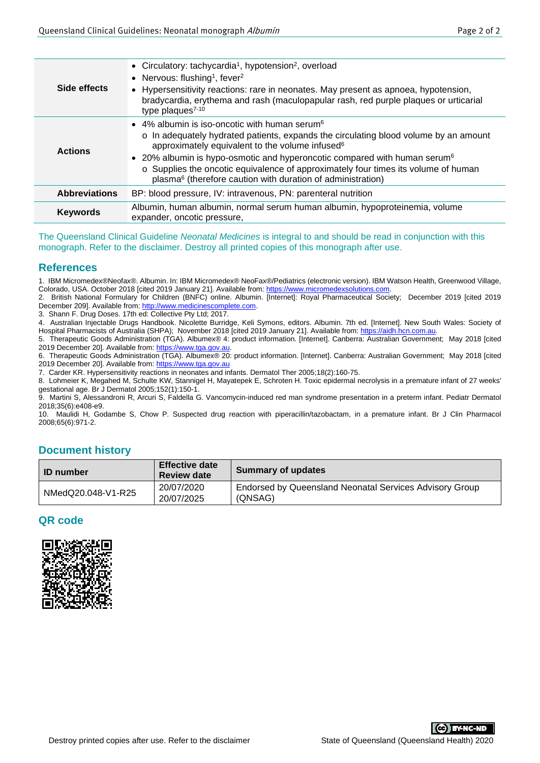| | |
|---|---|
| **Side effects** | • Circulatory: tachycardia[1], hypotension[2], overload<br>• Nervous: flushing[1], fever[2]<br>• Hypersensitivity reactions: rare in neonates. May present as apnoea, hypotension, bradycardia, erythema and rash (maculopapular rash, red purple plaques or urticarial type plaques[7-10] |
| **Actions** | • 4% albumin is iso-oncotic with human serum[6]<br>  o In adequately hydrated patients, expands the circulating blood volume by an amount approximately equivalent to the volume infused[6]<br>• 20% albumin is hypo-osmotic and hyperoncotic compared with human serum[6]<br>  o Supplies the oncotic equivalence of approximately four times its volume of human plasma[6] (therefore caution with duration of administration) |
| **Abbreviations** | BP: blood pressure, IV: intravenous, PN: parenteral nutrition |
| **Keywords** | Albumin, human albumin, normal serum human albumin, hypoproteinemia, volume expander, oncotic pressure, |

The Queensland Clinical Guideline *Neonatal Medicines* is integral to and should be read in conjunction with this monograph. Refer to the disclaimer. Destroy all printed copies of this monograph after use.

## References

1. IBM Micromedex®Neofax®. Albumin. In: IBM Micromedex® NeoFax®/Pediatrics (electronic version). IBM Watson Health, Greenwood Village, Colorado, USA. October 2018 [cited 2019 January 21]. Available from: https://www.micromedexsolutions.com.
2. British National Formulary for Children (BNFC) online. Albumin. [Internet]: Royal Pharmaceutical Society; December 2019 [cited 2019 December 209]. Available from: http://www.medicinescomplete.com.
3. Shann F. Drug Doses. 17th ed: Collective Pty Ltd; 2017.
4. Australian Injectable Drugs Handbook. Nicolette Burridge, Keli Symons, editors. Albumin. 7th ed. [Internet]. New South Wales: Society of Hospital Pharmacists of Australia (SHPA); November 2018 [cited 2019 January 21]. Available from: https://aidh.hcn.com.au.
5. Therapeutic Goods Administration (TGA). Albumex® 4: product information. [Internet]. Canberra: Australian Government; May 2018 [cited 2019 December 20]. Available from: https://www.tga.gov.au.
6. Therapeutic Goods Administration (TGA). Albumex® 20: product information. [Internet]. Canberra: Australian Government; May 2018 [cited 2019 December 20]. Available from: https://www.tga.gov.au
7. Carder KR. Hypersensitivity reactions in neonates and infants. Dermatol Ther 2005;18(2):160-75.
8. Lohmeier K, Megahed M, Schulte KW, Stannigel H, Mayatepek E, Schroten H. Toxic epidermal necrolysis in a premature infant of 27 weeks' gestational age. Br J Dermatol 2005;152(1):150-1.
9. Martini S, Alessandroni R, Arcuri S, Faldella G. Vancomycin-induced red man syndrome presentation in a preterm infant. Pediatr Dermatol 2018;35(6):e408-e9.
10. Maulidi H, Godambe S, Chow P. Suspected drug reaction with piperacillin/tazobactam, in a premature infant. Br J Clin Pharmacol 2008;65(6):971-2.

## Document history

| ID number | Effective date<br>Review date | Summary of updates |
|---|---|---|
| NMedQ20.048-V1-R25 | 20/07/2020<br>20/07/2025 | Endorsed by Queensland Neonatal Services Advisory Group (QNSAG) |

## QR code

Destroy printed copies after use. Refer to the disclaimer

State of Queensland (Queensland Health) 2020